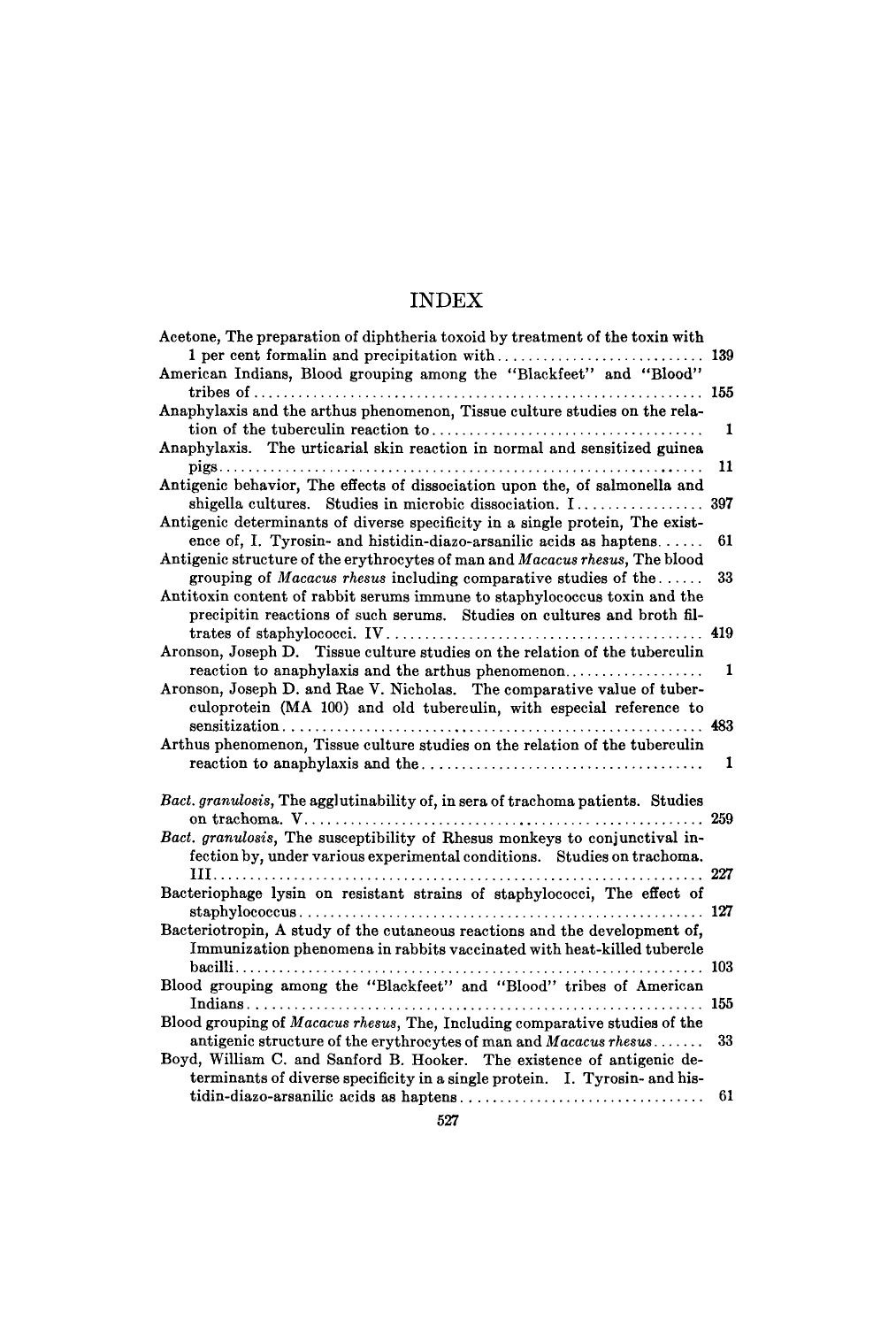# INDEX

Acetone, The preparation of diphtheria toxoid by treatment of the toxin with 1 per cent formalin and precipitation with .... 139

American Indians, Blood grouping among the "Blackfeet" and "Blood" tribes of .... 155

Anaphylaxis and the arthus phenomenon, Tissue culture studies on the relation of the tuberculin reaction to .... 1

Anaphylaxis. The urticarial skin reaction in normal and sensitized guinea pigs .... 11

Antigenic behavior, The effects of dissociation upon the, of salmonella and shigella cultures. Studies in microbic dissociation. I .... 397

Antigenic determinants of diverse specificity in a single protein, The existence of, I. Tyrosin- and histidin-diazo-arsanilic acids as haptens .... 61

Antigenic structure of the erythrocytes of man and *Macacus rhesus*, The blood grouping of *Macacus rhesus* including comparative studies of the .... 33

Antitoxin content of rabbit serums immune to staphylococcus toxin and the precipitin reactions of such serums. Studies on cultures and broth filtrates of staphylococci. IV .... 419

Aronson, Joseph D. Tissue culture studies on the relation of the tuberculin reaction to anaphylaxis and the arthus phenomenon .... 1

Aronson, Joseph D. and Rae V. Nicholas. The comparative value of tuberculoprotein (MA 100) and old tuberculin, with especial reference to sensitization .... 483

Arthus phenomenon, Tissue culture studies on the relation of the tuberculin reaction to anaphylaxis and the .... 1

*Bact. granulosis*, The agglutinability of, in sera of trachoma patients. Studies on trachoma. V .... 259

*Bact. granulosis*, The susceptibility of Rhesus monkeys to conjunctival infection by, under various experimental conditions. Studies on trachoma. III .... 227

Bacteriophage lysin on resistant strains of staphylococci, The effect of staphylococcus .... 127

Bacteriotropin, A study of the cutaneous reactions and the development of, Immunization phenomena in rabbits vaccinated with heat-killed tubercle bacilli .... 103

Blood grouping among the "Blackfeet" and "Blood" tribes of American Indians .... 155

Blood grouping of *Macacus rhesus*, The, Including comparative studies of the antigenic structure of the erythrocytes of man and *Macacus rhesus* .... 33

Boyd, William C. and Sanford B. Hooker. The existence of antigenic determinants of diverse specificity in a single protein. I. Tyrosin- and histidin-diazo-arsanilic acids as haptens .... 61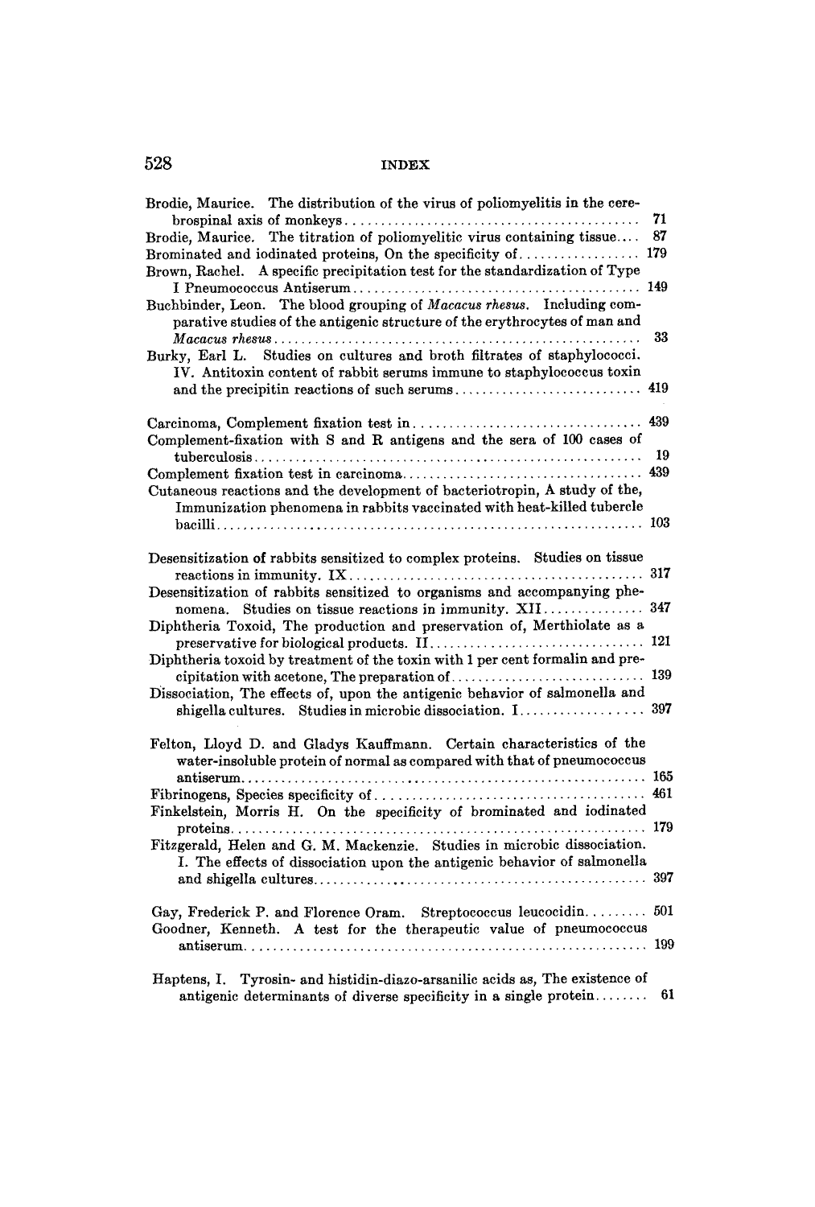Brodie, Maurice. The distribution of the virus of poliomyelitis in the cerebrospinal axis of monkeys ........ 71

Brodie, Maurice. The titration of poliomyelitic virus containing tissue.... 87

Brominated and iodinated proteins, On the specificity of........ 179

Brown, Rachel. A specific precipitation test for the standardization of Type I Pneumococcus Antiserum........ 149

Buchbinder, Leon. The blood grouping of *Macacus rhesus*. Including comparative studies of the antigenic structure of the erythrocytes of man and *Macacus rhesus*........ 33

Burky, Earl L. Studies on cultures and broth filtrates of staphylococci. IV. Antitoxin content of rabbit serums immune to staphylococcus toxin and the precipitin reactions of such serums........ 419

Carcinoma, Complement fixation test in........ 439

Complement-fixation with S and R antigens and the sera of 100 cases of tuberculosis........ 19

Complement fixation test in carcinoma........ 439

Cutaneous reactions and the development of bacteriotropin, A study of the, Immunization phenomena in rabbits vaccinated with heat-killed tubercle bacilli........ 103

Desensitization of rabbits sensitized to complex proteins. Studies on tissue reactions in immunity. IX........ 317

Desensitization of rabbits sensitized to organisms and accompanying phenomena. Studies on tissue reactions in immunity. XII........ 347

Diphtheria Toxoid, The production and preservation of, Merthiolate as a preservative for biological products. II........ 121

Diphtheria toxoid by treatment of the toxin with 1 per cent formalin and precipitation with acetone, The preparation of........ 139

Dissociation, The effects of, upon the antigenic behavior of salmonella and shigella cultures. Studies in microbic dissociation. I........ 397

Felton, Lloyd D. and Gladys Kauffmann. Certain characteristics of the water-insoluble protein of normal as compared with that of pneumococcus antiserum........ 165

Fibrinogens, Species specificity of........ 461

Finkelstein, Morris H. On the specificity of brominated and iodinated proteins........ 179

Fitzgerald, Helen and G. M. Mackenzie. Studies in microbic dissociation. I. The effects of dissociation upon the antigenic behavior of salmonella and shigella cultures........ 397

Gay, Frederick P. and Florence Oram. Streptococcus leucocidin........ 501

Goodner, Kenneth. A test for the therapeutic value of pneumococcus antiserum........ 199

Haptens, I. Tyrosin- and histidin-diazo-arsanilic acids as, The existence of antigenic determinants of diverse specificity in a single protein........ 61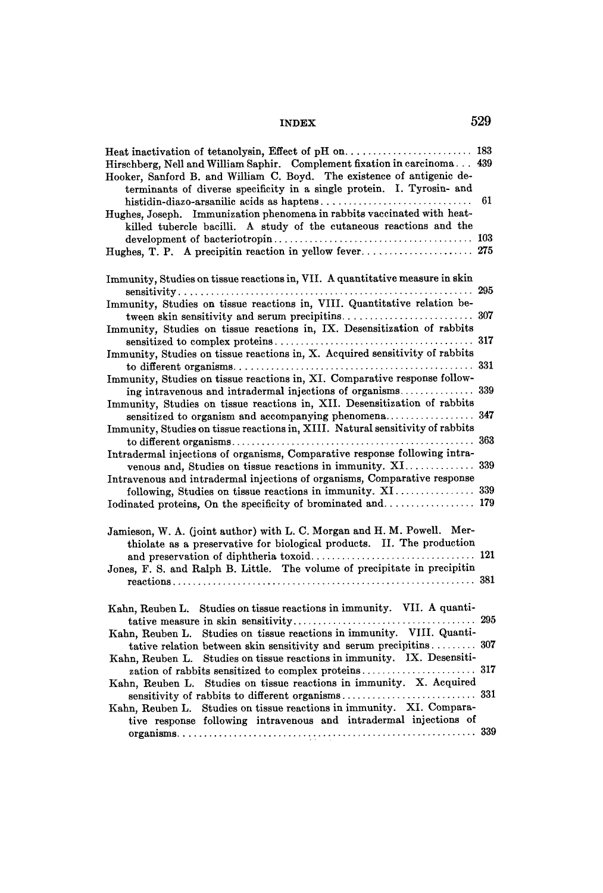Heat inactivation of tetanolysin, Effect of pH on........................ 183

Hirschberg, Nell and William Saphir. Complement fixation in carcinoma... 439

Hooker, Sanford B. and William C. Boyd. The existence of antigenic determinants of diverse specificity in a single protein. I. Tyrosin- and histidin-diazo-arsanilic acids as haptens........................ 61

Hughes, Joseph. Immunization phenomena in rabbits vaccinated with heat-killed tubercle bacilli. A study of the cutaneous reactions and the development of bacteriotropin........................ 103

Hughes, T. P. A precipitin reaction in yellow fever........................ 275

Immunity, Studies on tissue reactions in, VII. A quantitative measure in skin sensitivity........................ 295

Immunity, Studies on tissue reactions in, VIII. Quantitative relation between skin sensitivity and serum precipitins........................ 307

Immunity, Studies on tissue reactions in, IX. Desensitization of rabbits sensitized to complex proteins........................ 317

Immunity, Studies on tissue reactions in, X. Acquired sensitivity of rabbits to different organisms........................ 331

Immunity, Studies on tissue reactions in, XI. Comparative response following intravenous and intradermal injections of organisms........................ 339

Immunity, Studies on tissue reactions in, XII. Desensitization of rabbits sensitized to organism and accompanying phenomena........................ 347

Immunity, Studies on tissue reactions in, XIII. Natural sensitivity of rabbits to different organisms........................ 363

Intradermal injections of organisms, Comparative response following intravenous and, Studies on tissue reactions in immunity. XI........................ 339

Intravenous and intradermal injections of organisms, Comparative response following, Studies on tissue reactions in immunity. XI........................ 339

Iodinated proteins, On the specificity of brominated and........................ 179

Jamieson, W. A. (joint author) with L. C. Morgan and H. M. Powell. Merthiolate as a preservative for biological products. II. The production and preservation of diphtheria toxoid........................ 121

Jones, F. S. and Ralph B. Little. The volume of precipitate in precipitin reactions........................ 381

Kahn, Reuben L. Studies on tissue reactions in immunity. VII. A quantitative measure in skin sensitivity........................ 295

Kahn, Reuben L. Studies on tissue reactions in immunity. VIII. Quantitative relation between skin sensitivity and serum precipitins........................ 307

Kahn, Reuben L. Studies on tissue reactions in immunity. IX. Desensitization of rabbits sensitized to complex proteins........................ 317

Kahn, Reuben L. Studies on tissue reactions in immunity. X. Acquired sensitivity of rabbits to different organisms........................ 331

Kahn, Reuben L. Studies on tissue reactions in immunity. XI. Comparative response following intravenous and intradermal injections of organisms........................ 339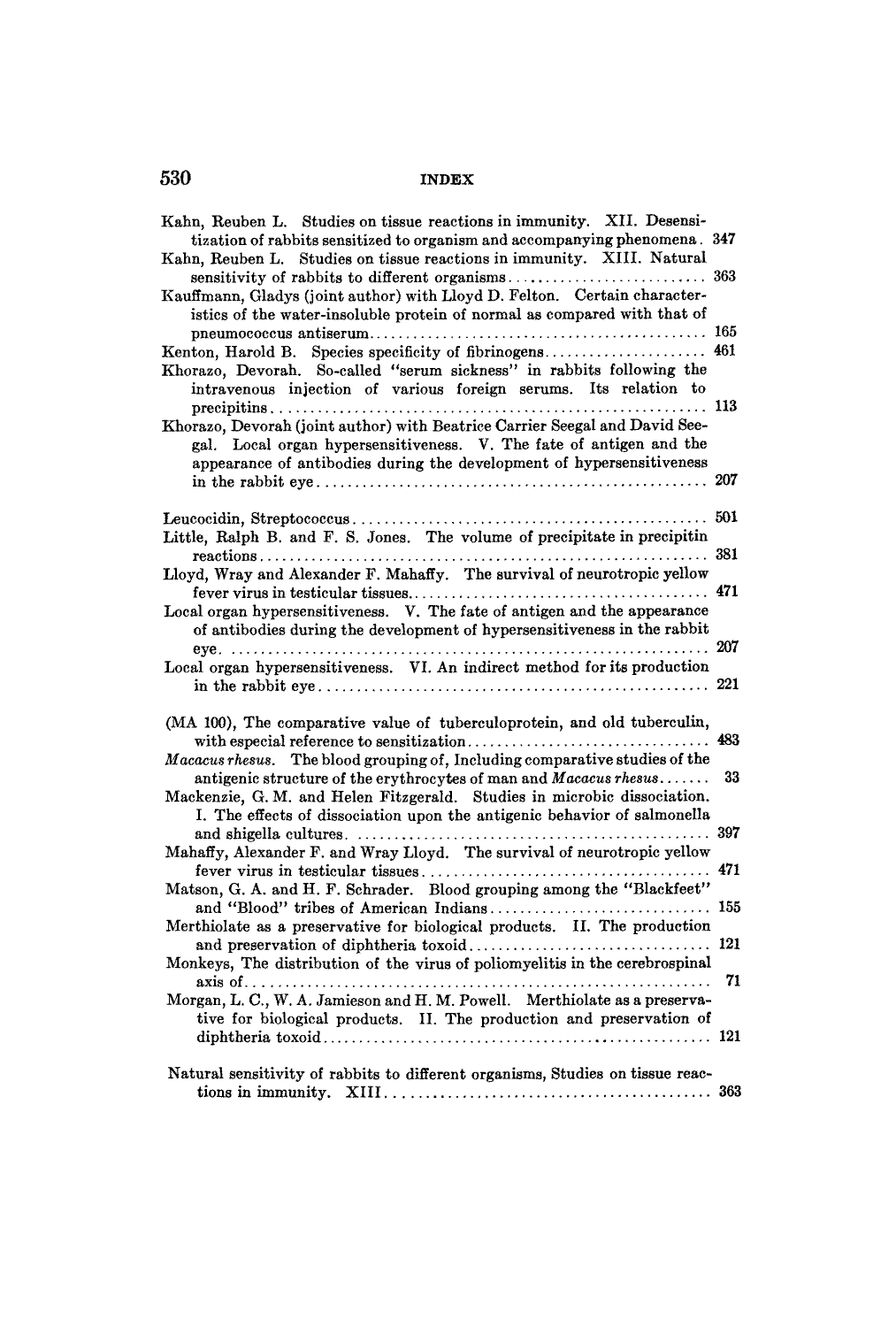Kahn, Reuben L. Studies on tissue reactions in immunity. XII. Desensitization of rabbits sensitized to organism and accompanying phenomena. 347

Kahn, Reuben L. Studies on tissue reactions in immunity. XIII. Natural sensitivity of rabbits to different organisms.......................... 363

Kauffmann, Gladys (joint author) with Lloyd D. Felton. Certain characteristics of the water-insoluble protein of normal as compared with that of pneumococcus antiserum.............................................. 165

Kenton, Harold B. Species specificity of fibrinogens...................... 461

Khorazo, Devorah. So-called "serum sickness" in rabbits following the intravenous injection of various foreign serums. Its relation to precipitins.......................................................... 113

Khorazo, Devorah (joint author) with Beatrice Carrier Seegal and David Seegal. Local organ hypersensitiveness. V. The fate of antigen and the appearance of antibodies during the development of hypersensitiveness in the rabbit eye.................................................... 207

Leucocidin, Streptococcus................................................ 501

Little, Ralph B. and F. S. Jones. The volume of precipitate in precipitin reactions............................................................ 381

Lloyd, Wray and Alexander F. Mahaffy. The survival of neurotropic yellow fever virus in testicular tissues......................................... 471

Local organ hypersensitiveness. V. The fate of antigen and the appearance of antibodies during the development of hypersensitiveness in the rabbit eye.................................................................. 207

Local organ hypersensitiveness. VI. An indirect method for its production in the rabbit eye.................................................... 221

(MA 100), The comparative value of tuberculoprotein, and old tuberculin, with especial reference to sensitization................................. 483

*Macacus rhesus*. The blood grouping of, Including comparative studies of the antigenic structure of the erythrocytes of man and *Macacus rhesus*....... 33

Mackenzie, G. M. and Helen Fitzgerald. Studies in microbic dissociation. I. The effects of dissociation upon the antigenic behavior of salmonella and shigella cultures................................................. 397

Mahaffy, Alexander F. and Wray Lloyd. The survival of neurotropic yellow fever virus in testicular tissues....................................... 471

Matson, G. A. and H. F. Schrader. Blood grouping among the "Blackfeet" and "Blood" tribes of American Indians.............................. 155

Merthiolate as a preservative for biological products. II. The production and preservation of diphtheria toxoid................................. 121

Monkeys, The distribution of the virus of poliomyelitis in the cerebrospinal axis of............................................................... 71

Morgan, L. C., W. A. Jamieson and H. M. Powell. Merthiolate as a preservative for biological products. II. The production and preservation of diphtheria toxoid.................................................... 121

Natural sensitivity of rabbits to different organisms, Studies on tissue reactions in immunity. XIII............................................ 363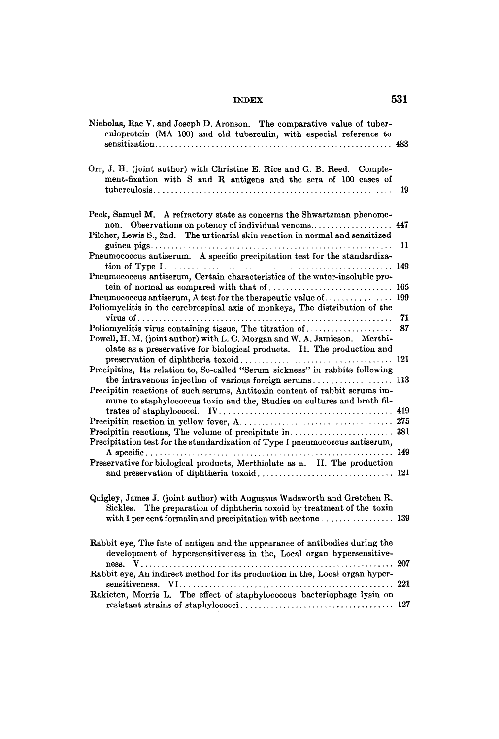Nicholas, Rae V. and Joseph D. Aronson. The comparative value of tuberculoprotein (MA 100) and old tuberculin, with especial reference to sensitization.......... 483

Orr, J. H. (joint author) with Christine E. Rice and G. B. Reed. Complement-fixation with S and R antigens and the sera of 100 cases of tuberculosis.......... 19

Peck, Samuel M. A refractory state as concerns the Shwartzman phenomenon. Observations on potency of individual venoms.......... 447

Pilcher, Lewis S., 2nd. The urticarial skin reaction in normal and sensitized guinea pigs.......... 11

Pneumococcus antiserum. A specific precipitation test for the standardization of Type I.......... 149

Pneumococcus antiserum, Certain characteristics of the water-insoluble protein of normal as compared with that of.......... 165

Pneumococcus antiserum, A test for the therapeutic value of.......... 199

Poliomyelitis in the cerebrospinal axis of monkeys, The distribution of the virus of.......... 71

Poliomyelitis virus containing tissue, The titration of.......... 87

Powell, H. M. (joint author) with L. C. Morgan and W. A. Jamieson. Merthiolate as a preservative for biological products. II. The production and preservation of diphtheria toxoid.......... 121

Precipitins, Its relation to, So-called "Serum sickness" in rabbits following the intravenous injection of various foreign serums.......... 113

Precipitin reactions of such serums, Antitoxin content of rabbit serums immune to staphylococcus toxin and the, Studies on cultures and broth filtrates of staphylococci. IV.......... 419

Precipitin reaction in yellow fever, A.......... 275

Precipitin reactions, The volume of precipitate in.......... 381

Precipitation test for the standardization of Type I pneumococcus antiserum, A specific.......... 149

Preservative for biological products, Merthiolate as a. II. The production and preservation of diphtheria toxoid.......... 121

Quigley, James J. (joint author) with Augustus Wadsworth and Gretchen R. Sickles. The preparation of diphtheria toxoid by treatment of the toxin with 1 per cent formalin and precipitation with acetone.......... 139

Rabbit eye, The fate of antigen and the appearance of antibodies during the development of hypersensitiveness in the, Local organ hypersensitiveness. V.......... 207

Rabbit eye, An indirect method for its production in the, Local organ hypersensitiveness. VI.......... 221

Rakieten, Morris L. The effect of staphylococcus bacteriophage lysin on resistant strains of staphylococci.......... 127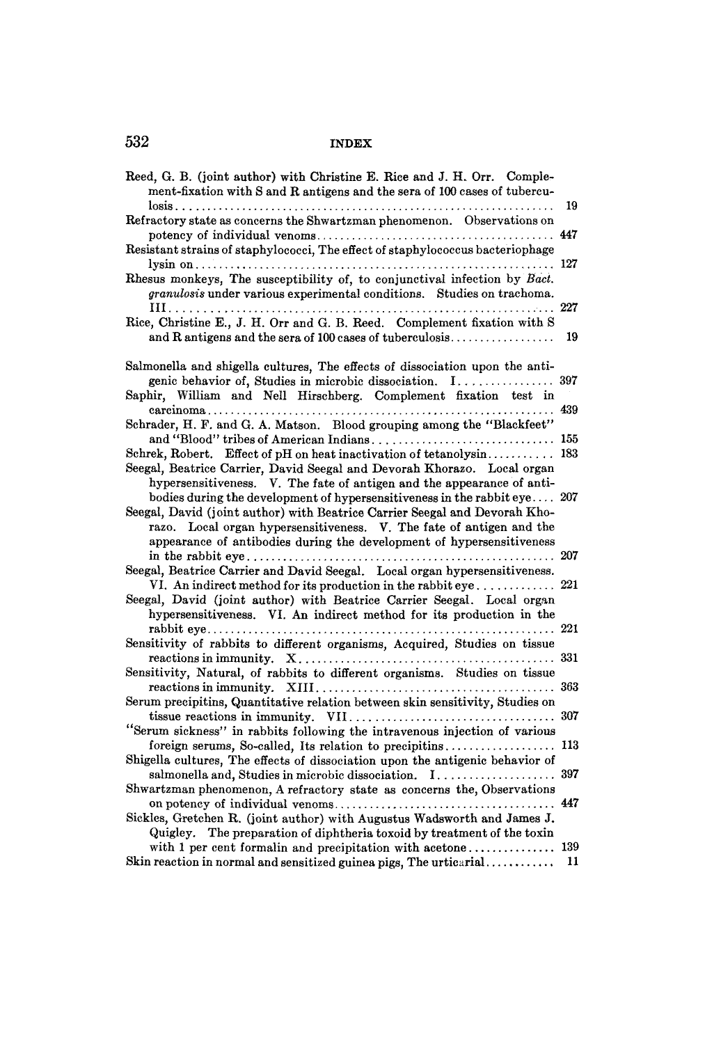Reed, G. B. (joint author) with Christine E. Rice and J. H. Orr. Complement-fixation with S and R antigens and the sera of 100 cases of tuberculosis . . . 19

Refractory state as concerns the Shwartzman phenomenon. Observations on potency of individual venoms . . . 447

Resistant strains of staphylococci, The effect of staphylococcus bacteriophage lysin on . . . 127

Rhesus monkeys, The susceptibility of, to conjunctival infection by *Bact. granulosis* under various experimental conditions. Studies on trachoma. III . . . 227

Rice, Christine E., J. H. Orr and G. B. Reed. Complement fixation with S and R antigens and the sera of 100 cases of tuberculosis . . . 19

Salmonella and shigella cultures, The effects of dissociation upon the antigenic behavior of, Studies in microbic dissociation. I . . . 397

Saphir, William and Nell Hirschberg. Complement fixation test in carcinoma . . . 439

Schrader, H. F. and G. A. Matson. Blood grouping among the "Blackfeet" and "Blood" tribes of American Indians . . . 155

Schrek, Robert. Effect of pH on heat inactivation of tetanolysin . . . 183

Seegal, Beatrice Carrier, David Seegal and Devorah Khorazo. Local organ hypersensitiveness. V. The fate of antigen and the appearance of antibodies during the development of hypersensitiveness in the rabbit eye . . . 207

Seegal, David (joint author) with Beatrice Carrier Seegal and Devorah Khorazo. Local organ hypersensitiveness. V. The fate of antigen and the appearance of antibodies during the development of hypersensitiveness in the rabbit eye . . . 207

Seegal, Beatrice Carrier and David Seegal. Local organ hypersensitiveness. VI. An indirect method for its production in the rabbit eye . . . 221

Seegal, David (joint author) with Beatrice Carrier Seegal. Local organ hypersensitiveness. VI. An indirect method for its production in the rabbit eye . . . 221

Sensitivity of rabbits to different organisms, Acquired, Studies on tissue reactions in immunity. X . . . 331

Sensitivity, Natural, of rabbits to different organisms. Studies on tissue reactions in immunity. XIII . . . 363

Serum precipitins, Quantitative relation between skin sensitivity, Studies on tissue reactions in immunity. VII . . . 307

"Serum sickness" in rabbits following the intravenous injection of various foreign serums, So-called, Its relation to precipitins . . . 113

Shigella cultures, The effects of dissociation upon the antigenic behavior of salmonella and, Studies in microbic dissociation. I . . . 397

Shwartzman phenomenon, A refractory state as concerns the, Observations on potency of individual venoms . . . 447

Sickles, Gretchen R. (joint author) with Augustus Wadsworth and James J. Quigley. The preparation of diphtheria toxoid by treatment of the toxin with 1 per cent formalin and precipitation with acetone . . . 139

Skin reaction in normal and sensitized guinea pigs, The urticarial . . . 11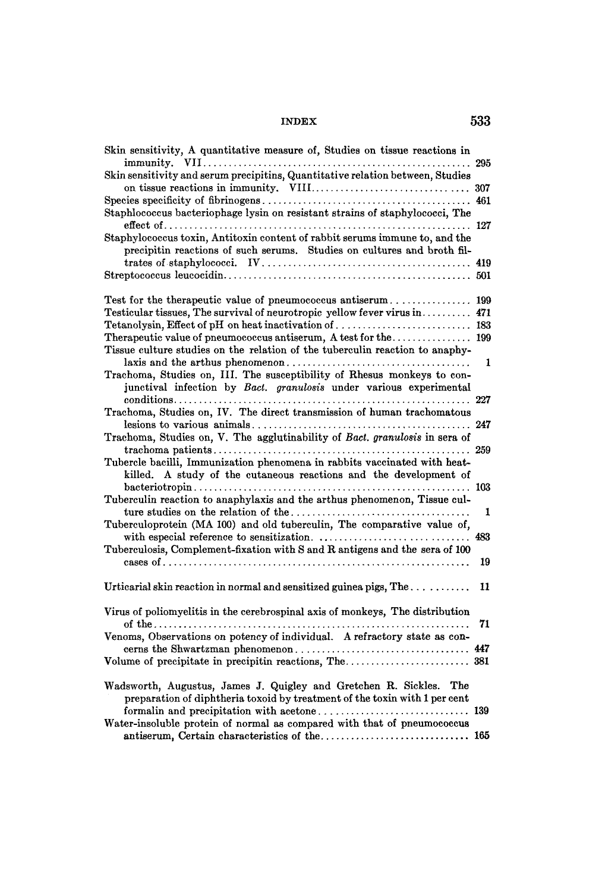Skin sensitivity, A quantitative measure of, Studies on tissue reactions in immunity. VII.................................................... 295

Skin sensitivity and serum precipitins, Quantitative relation between, Studies on tissue reactions in immunity. VIII.............................. 307

Species specificity of fibrinogens........................................ 461

Staphlococcus bacteriophage lysin on resistant strains of staphylococci, The effect of........................................................... 127

Staphylococcus toxin, Antitoxin content of rabbit serums immune to, and the precipitin reactions of such serums. Studies on cultures and broth filtrates of staphylococci. IV......................................... 419

Streptococcus leucocidin................................................. 501

Test for the therapeutic value of pneumococcus antiserum................ 199

Testicular tissues, The survival of neurotropic yellow fever virus in.......... 471

Tetanolysin, Effect of pH on heat inactivation of.......................... 183

Therapeutic value of pneumococcus antiserum, A test for the................ 199

Tissue culture studies on the relation of the tuberculin reaction to anaphylaxis and the arthus phenomenon.................................... 1

Trachoma, Studies on, III. The susceptibility of Rhesus monkeys to conjunctival infection by *Bact. granulosis* under various experimental conditions.......................................................... 227

Trachoma, Studies on, IV. The direct transmission of human trachomatous lesions to various animals.......................................... 247

Trachoma, Studies on, V. The agglutinability of *Bact. granulosis* in sera of trachoma patients................................................... 259

Tubercle bacilli, Immunization phenomena in rabbits vaccinated with heat-killed. A study of the cutaneous reactions and the development of bacteriotropin....................................................... 103

Tuberculin reaction to anaphylaxis and the arthus phenomenon, Tissue culture studies on the relation of the................................... 1

Tuberculoprotein (MA 100) and old tuberculin, The comparative value of, with especial reference to sensitization. ............................ 483

Tuberculosis, Complement-fixation with S and R antigens and the sera of 100 cases of........................................................... 19

Urticarial skin reaction in normal and sensitized guinea pigs, The.......... 11

Virus of poliomyelitis in the cerebrospinal axis of monkeys, The distribution of the.............................................................. 71

Venoms, Observations on potency of individual. A refractory state as concerns the Shwartzman phenomenon.................................. 447

Volume of precipitate in precipitin reactions, The......................... 381

Wadsworth, Augustus, James J. Quigley and Gretchen R. Sickles. The preparation of diphtheria toxoid by treatment of the toxin with 1 per cent formalin and precipitation with acetone.............................. 139

Water-insoluble protein of normal as compared with that of pneumococcus antiserum, Certain characteristics of the............................. 165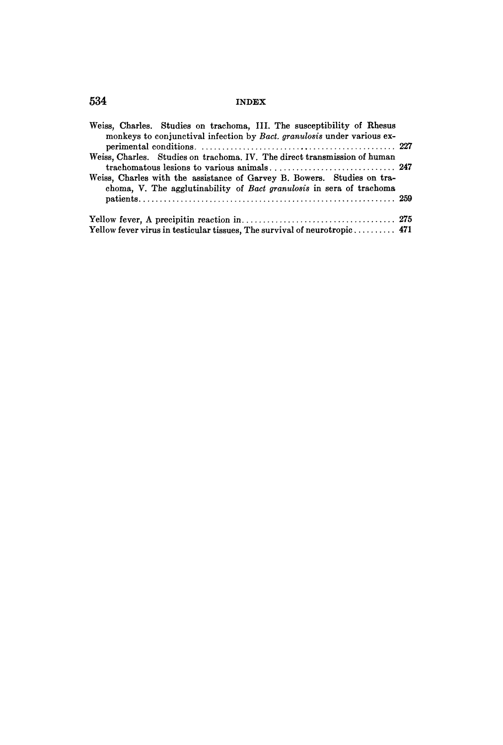Weiss, Charles. Studies on trachoma, III. The susceptibility of Rhesus monkeys to conjunctival infection by *Bact. granulosis* under various experimental conditions. .................................................. 227

Weiss, Charles. Studies on trachoma. IV. The direct transmission of human trachomatous lesions to various animals.................................. 247

Weiss, Charles with the assistance of Garvey B. Bowers. Studies on trachoma, V. The agglutinability of *Bact granulosis* in sera of trachoma patients.............................................................. 259

Yellow fever, A precipitin reaction in.................................... 275

Yellow fever virus in testicular tissues, The survival of neurotropic.......... 471